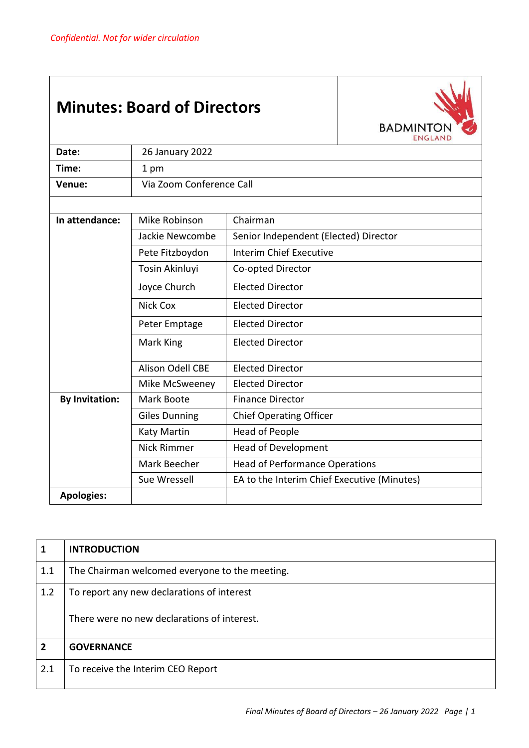*Confidential. Not for wider circulation*

# Minutes: Board of Directors

BADMINTON ENGLAND

| | | |
|---|---|---|
| **Date:** | 26 January 2022 | |
| **Time:** | 1 pm | |
| **Venue:** | Via Zoom Conference Call | |
| | | |
| **In attendance:** | Mike Robinson | Chairman |
| | Jackie Newcombe | Senior Independent (Elected) Director |
| | Pete Fitzboydon | Interim Chief Executive |
| | Tosin Akinluyi | Co-opted Director |
| | Joyce Church | Elected Director |
| | Nick Cox | Elected Director |
| | Peter Emptage | Elected Director |
| | Mark King | Elected Director |
| | Alison Odell CBE | Elected Director |
| | Mike McSweeney | Elected Director |
| **By Invitation:** | Mark Boote | Finance Director |
| | Giles Dunning | Chief Operating Officer |
| | Katy Martin | Head of People |
| | Nick Rimmer | Head of Development |
| | Mark Beecher | Head of Performance Operations |
| | Sue Wressell | EA to the Interim Chief Executive (Minutes) |
| **Apologies:** | | |

| | |
|---|---|
| **1** | **INTRODUCTION** |
| 1.1 | The Chairman welcomed everyone to the meeting. |
| 1.2 | To report any new declarations of interest<br><br>There were no new declarations of interest. |
| **2** | **GOVERNANCE** |
| 2.1 | To receive the Interim CEO Report |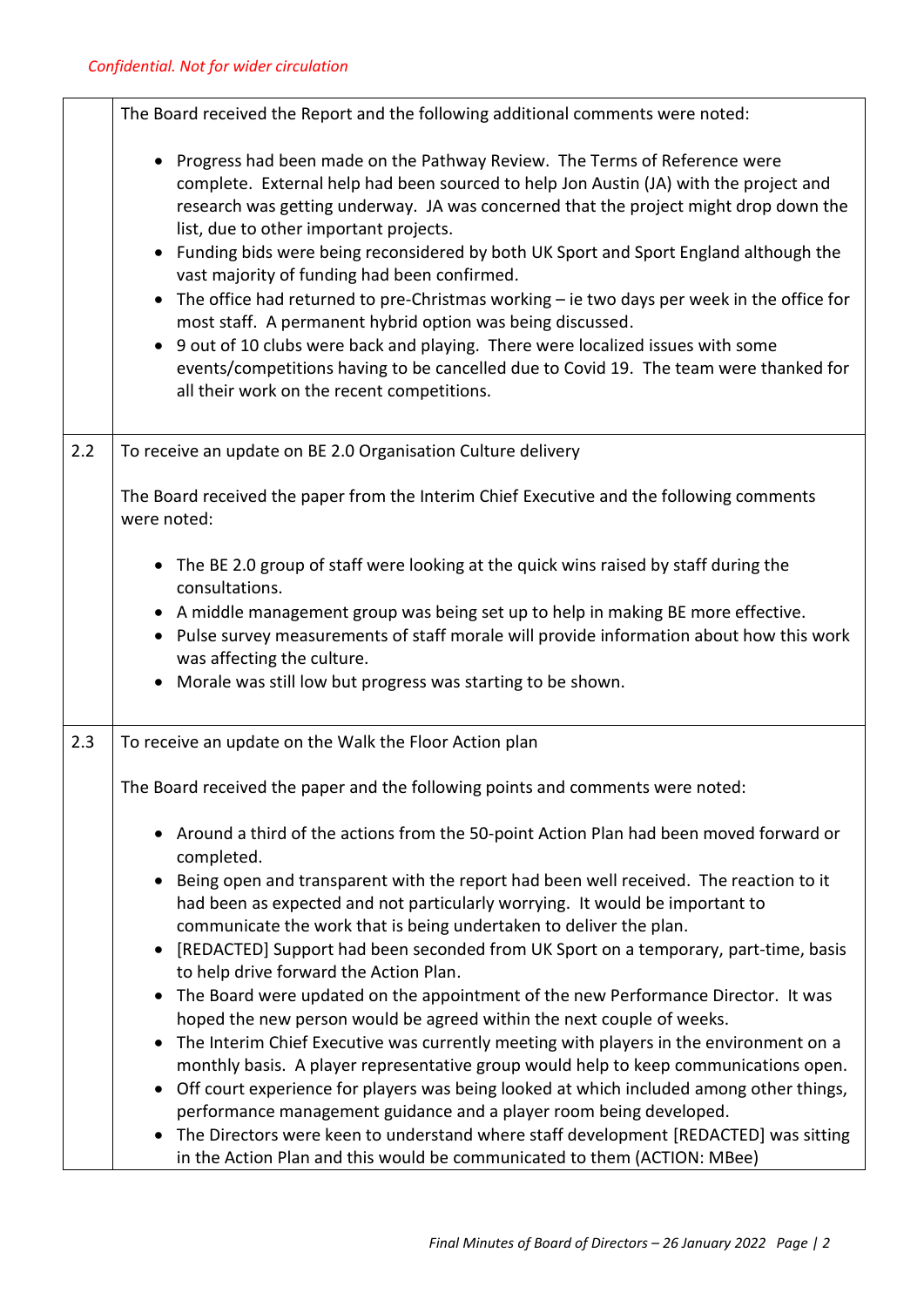*Confidential. Not for wider circulation*

| | |
|---|---|
| | The Board received the Report and the following additional comments were noted:<br><br>• Progress had been made on the Pathway Review. The Terms of Reference were complete. External help had been sourced to help Jon Austin (JA) with the project and research was getting underway. JA was concerned that the project might drop down the list, due to other important projects.<br>• Funding bids were being reconsidered by both UK Sport and Sport England although the vast majority of funding had been confirmed.<br>• The office had returned to pre-Christmas working – ie two days per week in the office for most staff. A permanent hybrid option was being discussed.<br>• 9 out of 10 clubs were back and playing. There were localized issues with some events/competitions having to be cancelled due to Covid 19. The team were thanked for all their work on the recent competitions. |
| 2.2 | To receive an update on BE 2.0 Organisation Culture delivery<br><br>The Board received the paper from the Interim Chief Executive and the following comments were noted:<br><br>• The BE 2.0 group of staff were looking at the quick wins raised by staff during the consultations.<br>• A middle management group was being set up to help in making BE more effective.<br>• Pulse survey measurements of staff morale will provide information about how this work was affecting the culture.<br>• Morale was still low but progress was starting to be shown. |
| 2.3 | To receive an update on the Walk the Floor Action plan<br><br>The Board received the paper and the following points and comments were noted:<br><br>• Around a third of the actions from the 50-point Action Plan had been moved forward or completed.<br>• Being open and transparent with the report had been well received. The reaction to it had been as expected and not particularly worrying. It would be important to communicate the work that is being undertaken to deliver the plan.<br>• [REDACTED] Support had been seconded from UK Sport on a temporary, part-time, basis to help drive forward the Action Plan.<br>• The Board were updated on the appointment of the new Performance Director. It was hoped the new person would be agreed within the next couple of weeks.<br>• The Interim Chief Executive was currently meeting with players in the environment on a monthly basis. A player representative group would help to keep communications open.<br>• Off court experience for players was being looked at which included among other things, performance management guidance and a player room being developed.<br>• The Directors were keen to understand where staff development [REDACTED] was sitting in the Action Plan and this would be communicated to them (ACTION: MBee) |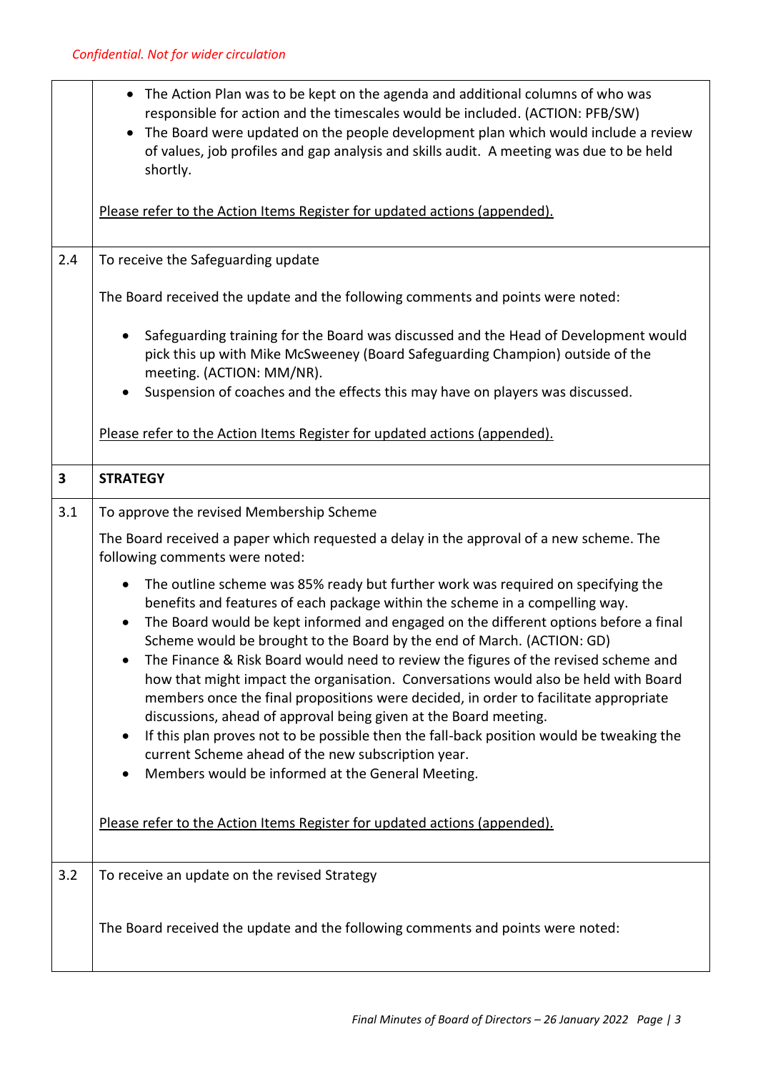*Confidential. Not for wider circulation*

| | |
|---|---|
| | • The Action Plan was to be kept on the agenda and additional columns of who was responsible for action and the timescales would be included. (ACTION: PFB/SW)<br>• The Board were updated on the people development plan which would include a review of values, job profiles and gap analysis and skills audit. A meeting was due to be held shortly.<br><br><u>Please refer to the Action Items Register for updated actions (appended).</u> |
| 2.4 | To receive the Safeguarding update<br><br>The Board received the update and the following comments and points were noted:<br><br>• Safeguarding training for the Board was discussed and the Head of Development would pick this up with Mike McSweeney (Board Safeguarding Champion) outside of the meeting. (ACTION: MM/NR).<br>• Suspension of coaches and the effects this may have on players was discussed.<br><br><u>Please refer to the Action Items Register for updated actions (appended).</u> |
| **3** | **STRATEGY** |
| 3.1 | To approve the revised Membership Scheme<br><br>The Board received a paper which requested a delay in the approval of a new scheme. The following comments were noted:<br><br>• The outline scheme was 85% ready but further work was required on specifying the benefits and features of each package within the scheme in a compelling way.<br>• The Board would be kept informed and engaged on the different options before a final Scheme would be brought to the Board by the end of March. (ACTION: GD)<br>• The Finance & Risk Board would need to review the figures of the revised scheme and how that might impact the organisation. Conversations would also be held with Board members once the final propositions were decided, in order to facilitate appropriate discussions, ahead of approval being given at the Board meeting.<br>• If this plan proves not to be possible then the fall-back position would be tweaking the current Scheme ahead of the new subscription year.<br>• Members would be informed at the General Meeting.<br><br><u>Please refer to the Action Items Register for updated actions (appended).</u> |
| 3.2 | To receive an update on the revised Strategy<br><br>The Board received the update and the following comments and points were noted: |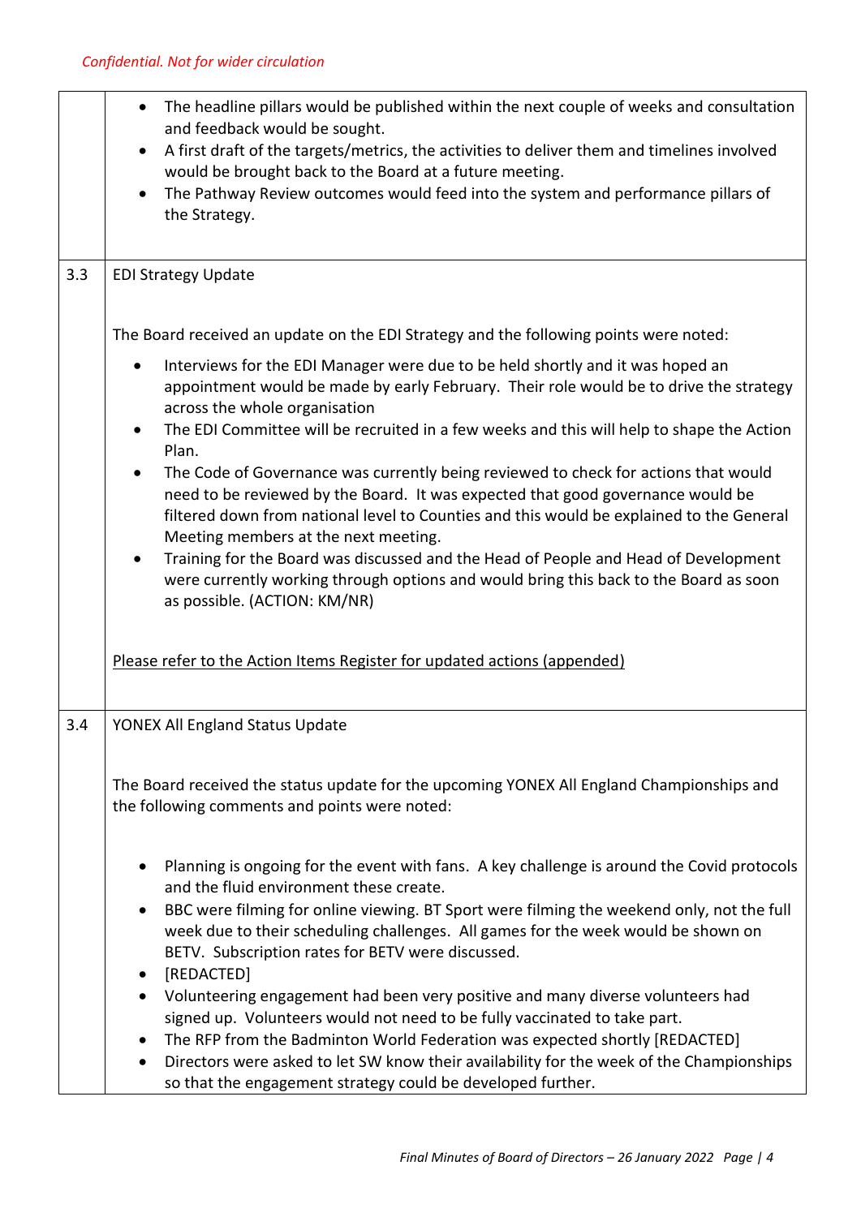*Confidential. Not for wider circulation*

| | |
|---|---|
| | • The headline pillars would be published within the next couple of weeks and consultation and feedback would be sought.<br>• A first draft of the targets/metrics, the activities to deliver them and timelines involved would be brought back to the Board at a future meeting.<br>• The Pathway Review outcomes would feed into the system and performance pillars of the Strategy. |
| 3.3 | EDI Strategy Update<br><br>The Board received an update on the EDI Strategy and the following points were noted:<br>• Interviews for the EDI Manager were due to be held shortly and it was hoped an appointment would be made by early February. Their role would be to drive the strategy across the whole organisation<br>• The EDI Committee will be recruited in a few weeks and this will help to shape the Action Plan.<br>• The Code of Governance was currently being reviewed to check for actions that would need to be reviewed by the Board. It was expected that good governance would be filtered down from national level to Counties and this would be explained to the General Meeting members at the next meeting.<br>• Training for the Board was discussed and the Head of People and Head of Development were currently working through options and would bring this back to the Board as soon as possible. (ACTION: KM/NR)<br><br><u>Please refer to the Action Items Register for updated actions (appended)</u> |
| 3.4 | YONEX All England Status Update<br><br>The Board received the status update for the upcoming YONEX All England Championships and the following comments and points were noted:<br><br>• Planning is ongoing for the event with fans. A key challenge is around the Covid protocols and the fluid environment these create.<br>• BBC were filming for online viewing. BT Sport were filming the weekend only, not the full week due to their scheduling challenges. All games for the week would be shown on BETV. Subscription rates for BETV were discussed.<br>• [REDACTED]<br>• Volunteering engagement had been very positive and many diverse volunteers had signed up. Volunteers would not need to be fully vaccinated to take part.<br>• The RFP from the Badminton World Federation was expected shortly [REDACTED]<br>• Directors were asked to let SW know their availability for the week of the Championships so that the engagement strategy could be developed further. |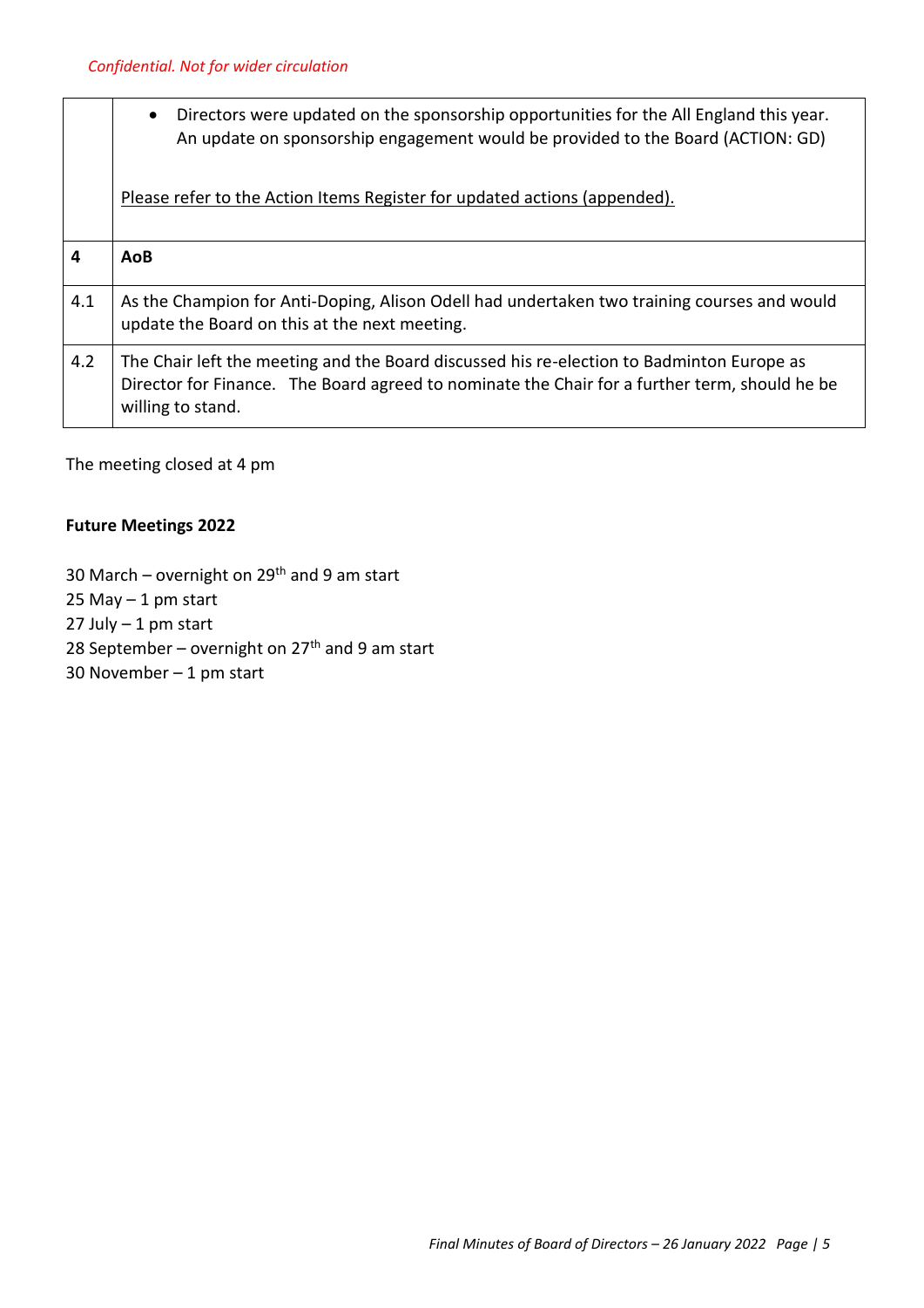*Confidential. Not for wider circulation*

| | |
|---|---|
| | • Directors were updated on the sponsorship opportunities for the All England this year. An update on sponsorship engagement would be provided to the Board (ACTION: GD)<br><br>Please refer to the Action Items Register for updated actions (appended). |
| **4** | **AoB** |
| 4.1 | As the Champion for Anti-Doping, Alison Odell had undertaken two training courses and would update the Board on this at the next meeting. |
| 4.2 | The Chair left the meeting and the Board discussed his re-election to Badminton Europe as Director for Finance. The Board agreed to nominate the Chair for a further term, should he be willing to stand. |

The meeting closed at 4 pm

**Future Meetings 2022**

30 March – overnight on 29th and 9 am start
25 May – 1 pm start
27 July – 1 pm start
28 September – overnight on 27th and 9 am start
30 November – 1 pm start